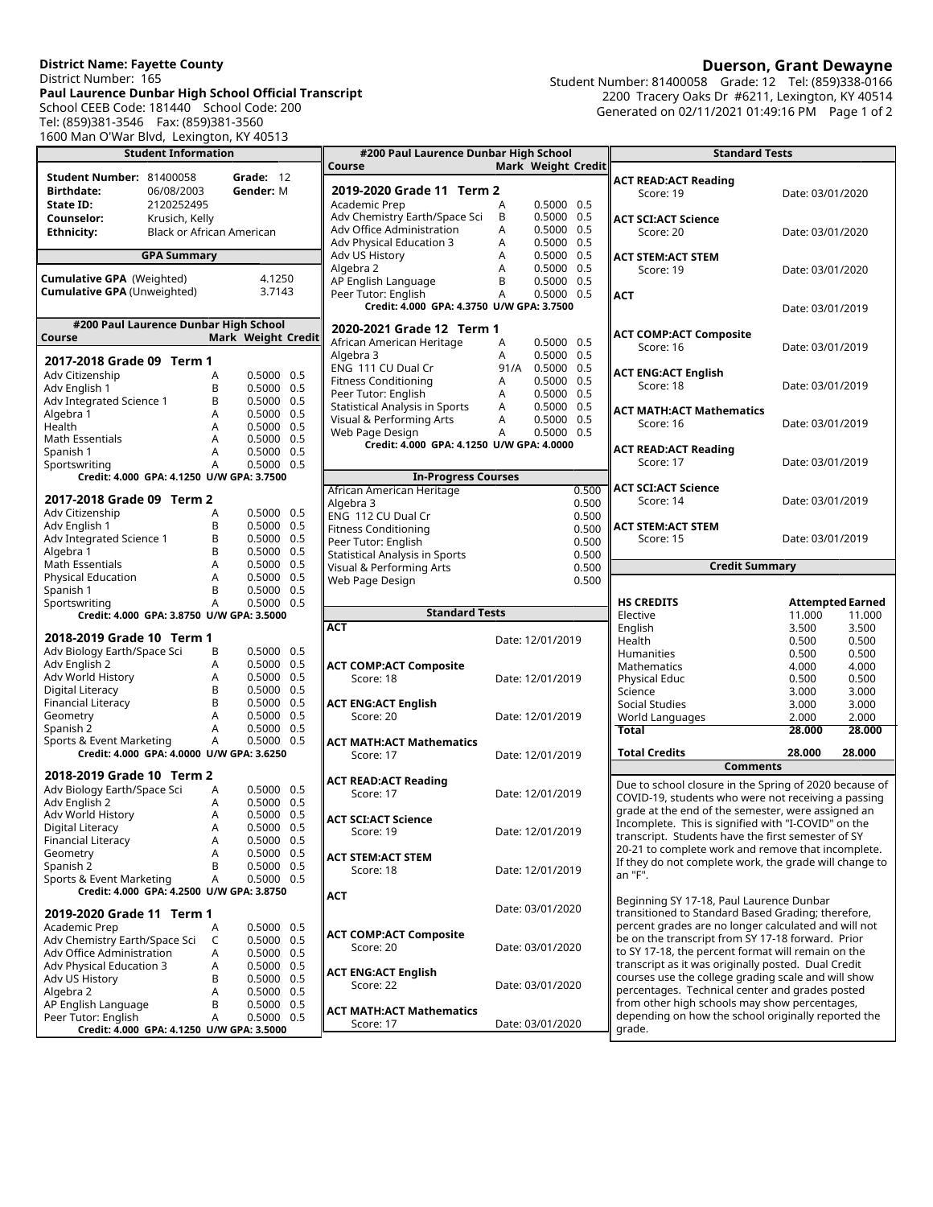**District Name: Fayette County**
District Number: 165
**Paul Laurence Dunbar High School Official Transcript**
School CEEB Code: 181440 School Code: 200
Tel: (859)381-3546 Fax: (859)381-3560
1600 Man O'War Blvd, Lexington, KY 40513

**Duerson, Grant Dewayne**
Student Number: 81400058 Grade: 12 Tel: (859)338-0166
2200 Tracery Oaks Dr #6211, Lexington, KY 40514
Generated on 02/11/2021 01:49:16 PM

## Student Information

| | | | |
|---|---|---|---|
| **Student Number:** | 81400058 | **Grade:** | 12 |
| **Birthdate:** | 06/08/2003 | **Gender:** | M |
| **State ID:** | 2120252495 | | |
| **Counselor:** | Krusich, Kelly | | |
| **Ethnicity:** | Black or African American | | |

## GPA Summary

| | |
|---|---|
| **Cumulative GPA** (Weighted) | 4.1250 |
| **Cumulative GPA** (Unweighted) | 3.7143 |

## #200 Paul Laurence Dunbar High School

### 2017-2018 Grade 09 Term 1

| Course | Mark | Weight | Credit |
|---|---|---|---|
| Adv Citizenship | A | 0.5000 | 0.5 |
| Adv English 1 | B | 0.5000 | 0.5 |
| Adv Integrated Science 1 | B | 0.5000 | 0.5 |
| Algebra 1 | A | 0.5000 | 0.5 |
| Health | A | 0.5000 | 0.5 |
| Math Essentials | A | 0.5000 | 0.5 |
| Spanish 1 | A | 0.5000 | 0.5 |
| Sportswriting | A | 0.5000 | 0.5 |

**Credit: 4.000 GPA: 4.1250 U/W GPA: 3.7500**

### 2017-2018 Grade 09 Term 2

| Course | Mark | Weight | Credit |
|---|---|---|---|
| Adv Citizenship | A | 0.5000 | 0.5 |
| Adv English 1 | B | 0.5000 | 0.5 |
| Adv Integrated Science 1 | B | 0.5000 | 0.5 |
| Algebra 1 | B | 0.5000 | 0.5 |
| Math Essentials | A | 0.5000 | 0.5 |
| Physical Education | A | 0.5000 | 0.5 |
| Spanish 1 | B | 0.5000 | 0.5 |
| Sportswriting | A | 0.5000 | 0.5 |

**Credit: 4.000 GPA: 3.8750 U/W GPA: 3.5000**

### 2018-2019 Grade 10 Term 1

| Course | Mark | Weight | Credit |
|---|---|---|---|
| Adv Biology Earth/Space Sci | B | 0.5000 | 0.5 |
| Adv English 2 | A | 0.5000 | 0.5 |
| Adv World History | A | 0.5000 | 0.5 |
| Digital Literacy | B | 0.5000 | 0.5 |
| Financial Literacy | B | 0.5000 | 0.5 |
| Geometry | A | 0.5000 | 0.5 |
| Spanish 2 | A | 0.5000 | 0.5 |
| Sports & Event Marketing | A | 0.5000 | 0.5 |

**Credit: 4.000 GPA: 4.0000 U/W GPA: 3.6250**

### 2018-2019 Grade 10 Term 2

| Course | Mark | Weight | Credit |
|---|---|---|---|
| Adv Biology Earth/Space Sci | A | 0.5000 | 0.5 |
| Adv English 2 | A | 0.5000 | 0.5 |
| Adv World History | A | 0.5000 | 0.5 |
| Digital Literacy | A | 0.5000 | 0.5 |
| Financial Literacy | A | 0.5000 | 0.5 |
| Geometry | A | 0.5000 | 0.5 |
| Spanish 2 | B | 0.5000 | 0.5 |
| Sports & Event Marketing | A | 0.5000 | 0.5 |

**Credit: 4.000 GPA: 4.2500 U/W GPA: 3.8750**

### 2019-2020 Grade 11 Term 1

| Course | Mark | Weight | Credit |
|---|---|---|---|
| Academic Prep | A | 0.5000 | 0.5 |
| Adv Chemistry Earth/Space Sci | C | 0.5000 | 0.5 |
| Adv Office Administration | A | 0.5000 | 0.5 |
| Adv Physical Education 3 | A | 0.5000 | 0.5 |
| Adv US History | B | 0.5000 | 0.5 |
| Algebra 2 | A | 0.5000 | 0.5 |
| AP English Language | B | 0.5000 | 0.5 |
| Peer Tutor: English | A | 0.5000 | 0.5 |

**Credit: 4.000 GPA: 4.1250 U/W GPA: 3.5000**

### 2019-2020 Grade 11 Term 2

| Course | Mark | Weight | Credit |
|---|---|---|---|
| Academic Prep | A | 0.5000 | 0.5 |
| Adv Chemistry Earth/Space Sci | B | 0.5000 | 0.5 |
| Adv Office Administration | A | 0.5000 | 0.5 |
| Adv Physical Education 3 | A | 0.5000 | 0.5 |
| Adv US History | A | 0.5000 | 0.5 |
| Algebra 2 | A | 0.5000 | 0.5 |
| AP English Language | B | 0.5000 | 0.5 |
| Peer Tutor: English | A | 0.5000 | 0.5 |

**Credit: 4.000 GPA: 4.3750 U/W GPA: 3.7500**

### 2020-2021 Grade 12 Term 1

| Course | Mark | Weight | Credit |
|---|---|---|---|
| African American Heritage | A | 0.5000 | 0.5 |
| Algebra 3 | A | 0.5000 | 0.5 |
| ENG 111 CU Dual Cr | 91/A | 0.5000 | 0.5 |
| Fitness Conditioning | A | 0.5000 | 0.5 |
| Peer Tutor: English | A | 0.5000 | 0.5 |
| Statistical Analysis in Sports | A | 0.5000 | 0.5 |
| Visual & Performing Arts | A | 0.5000 | 0.5 |
| Web Page Design | A | 0.5000 | 0.5 |

**Credit: 4.000 GPA: 4.1250 U/W GPA: 4.0000**

## In-Progress Courses

| Course | Credit |
|---|---|
| African American Heritage | 0.500 |
| Algebra 3 | 0.500 |
| ENG 112 CU Dual Cr | 0.500 |
| Fitness Conditioning | 0.500 |
| Peer Tutor: English | 0.500 |
| Statistical Analysis in Sports | 0.500 |
| Visual & Performing Arts | 0.500 |
| Web Page Design | 0.500 |

## Standard Tests

| Test | Score | Date |
|---|---|---|
| **ACT** | | Date: 12/01/2019 |
| **ACT COMP:ACT Composite** | Score: 18 | Date: 12/01/2019 |
| **ACT ENG:ACT English** | Score: 20 | Date: 12/01/2019 |
| **ACT MATH:ACT Mathematics** | Score: 17 | Date: 12/01/2019 |
| **ACT READ:ACT Reading** | Score: 17 | Date: 12/01/2019 |
| **ACT SCI:ACT Science** | Score: 19 | Date: 12/01/2019 |
| **ACT STEM:ACT STEM** | Score: 18 | Date: 12/01/2019 |
| **ACT** | | Date: 03/01/2020 |
| **ACT COMP:ACT Composite** | Score: 20 | Date: 03/01/2020 |
| **ACT ENG:ACT English** | Score: 22 | Date: 03/01/2020 |
| **ACT MATH:ACT Mathematics** | Score: 17 | Date: 03/01/2020 |
| **ACT READ:ACT Reading** | Score: 19 | Date: 03/01/2020 |
| **ACT SCI:ACT Science** | Score: 20 | Date: 03/01/2020 |
| **ACT STEM:ACT STEM** | Score: 19 | Date: 03/01/2020 |
| **ACT** | | Date: 03/01/2019 |
| **ACT COMP:ACT Composite** | Score: 16 | Date: 03/01/2019 |
| **ACT ENG:ACT English** | Score: 18 | Date: 03/01/2019 |
| **ACT MATH:ACT Mathematics** | Score: 16 | Date: 03/01/2019 |
| **ACT READ:ACT Reading** | Score: 17 | Date: 03/01/2019 |
| **ACT SCI:ACT Science** | Score: 14 | Date: 03/01/2019 |
| **ACT STEM:ACT STEM** | Score: 15 | Date: 03/01/2019 |

## Credit Summary

| HS CREDITS | Attempted | Earned |
|---|---|---|
| Elective | 11.000 | 11.000 |
| English | 3.500 | 3.500 |
| Health | 0.500 | 0.500 |
| Humanities | 0.500 | 0.500 |
| Mathematics | 4.000 | 4.000 |
| Physical Educ | 0.500 | 0.500 |
| Science | 3.000 | 3.000 |
| Social Studies | 3.000 | 3.000 |
| World Languages | 2.000 | 2.000 |
| **Total** | **28.000** | **28.000** |
| **Total Credits** | **28.000** | **28.000** |

## Comments

Due to school closure in the Spring of 2020 because of COVID-19, students who were not receiving a passing grade at the end of the semester, were assigned an Incomplete. This is signified with "I-COVID" on the transcript. Students have the first semester of SY 20-21 to complete work and remove that incomplete. If they do not complete work, the grade will change to an "F".

Beginning SY 17-18, Paul Laurence Dunbar transitioned to Standard Based Grading; therefore, percent grades are no longer calculated and will not be on the transcript from SY 17-18 forward. Prior to SY 17-18, the percent format will remain on the transcript as it was originally posted. Dual Credit courses use the college grading scale and will show percentages. Technical center and grades posted from other high schools may show percentages, depending on how the school originally reported the grade.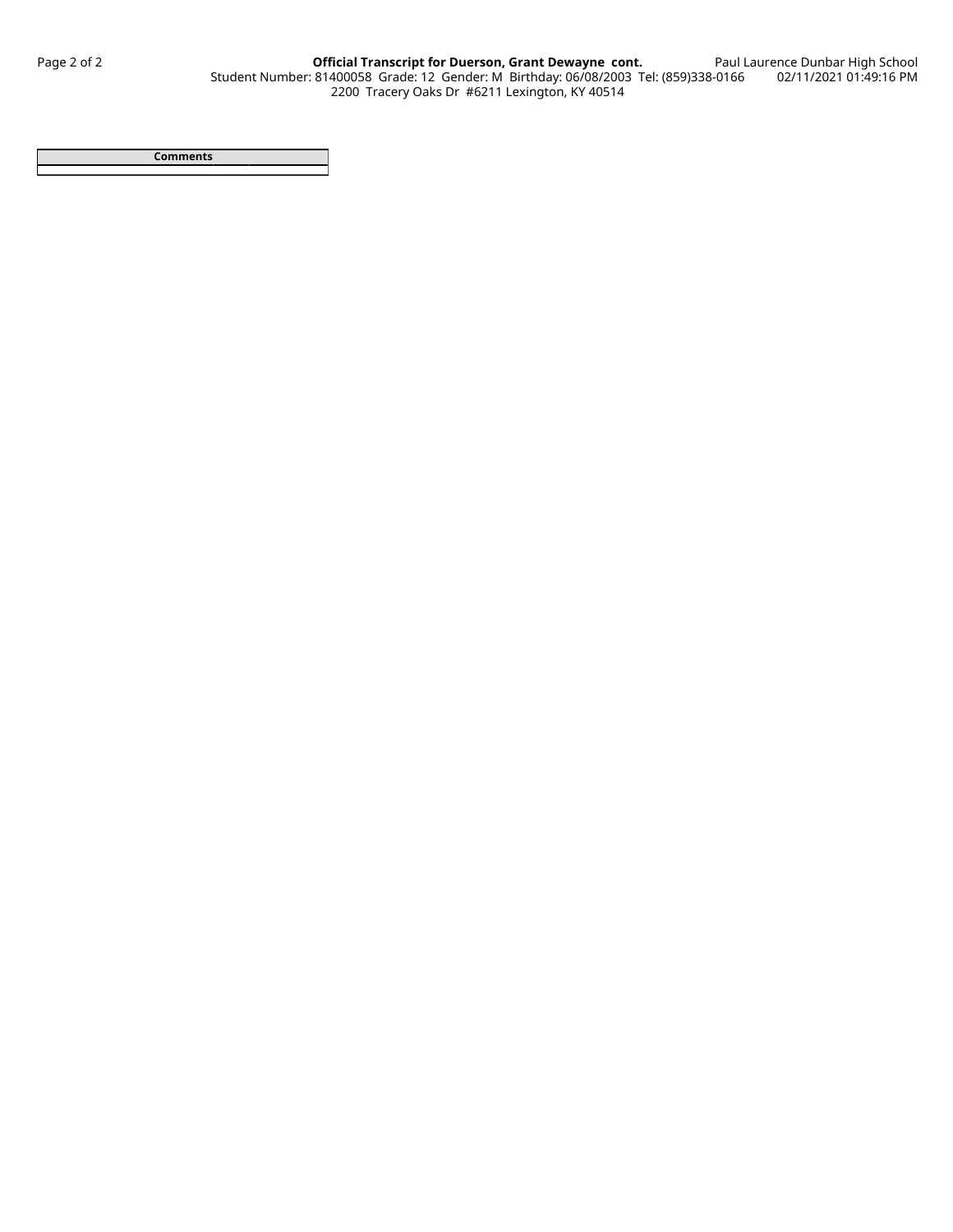| Comments |
|---|
| |